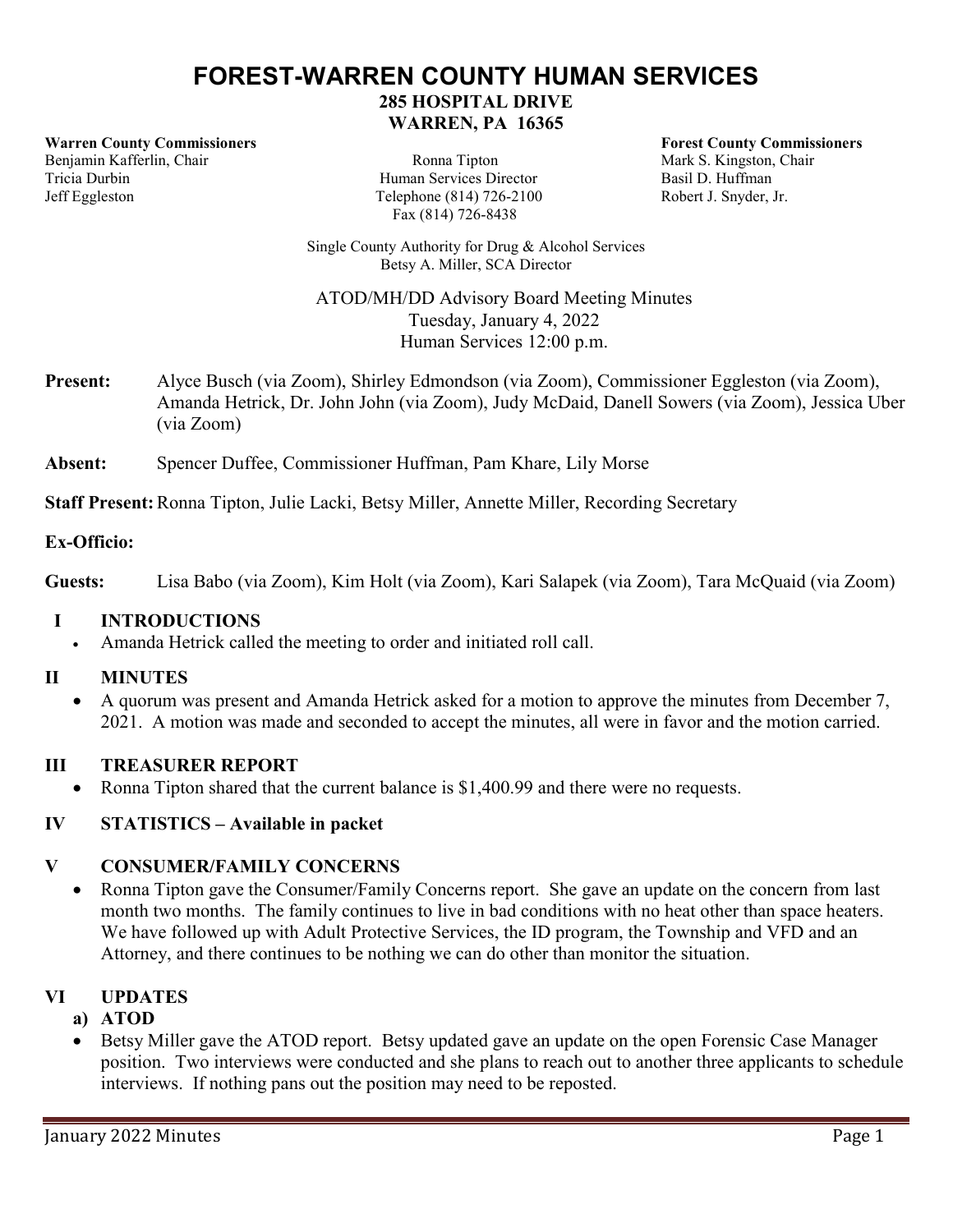# FOREST-WARREN COUNTY HUMAN SERVICES

**285 HOSPITAL DRIVE**
**WARREN, PA 16365**

**Warren County Commissioners**
Benjamin Kafferlin, Chair
Tricia Durbin
Jeff Eggleston

Ronna Tipton
Human Services Director
Telephone (814) 726-2100
Fax (814) 726-8438

**Forest County Commissioners**
Mark S. Kingston, Chair
Basil D. Huffman
Robert J. Snyder, Jr.

Single County Authority for Drug & Alcohol Services
Betsy A. Miller, SCA Director

ATOD/MH/DD Advisory Board Meeting Minutes
Tuesday, January 4, 2022
Human Services 12:00 p.m.

**Present:** Alyce Busch (via Zoom), Shirley Edmondson (via Zoom), Commissioner Eggleston (via Zoom), Amanda Hetrick, Dr. John John (via Zoom), Judy McDaid, Danell Sowers (via Zoom), Jessica Uber (via Zoom)

**Absent:** Spencer Duffee, Commissioner Huffman, Pam Khare, Lily Morse

**Staff Present:** Ronna Tipton, Julie Lacki, Betsy Miller, Annette Miller, Recording Secretary

**Ex-Officio:**

**Guests:** Lisa Babo (via Zoom), Kim Holt (via Zoom), Kari Salapek (via Zoom), Tara McQuaid (via Zoom)

## I INTRODUCTIONS

- Amanda Hetrick called the meeting to order and initiated roll call.

## II MINUTES

- A quorum was present and Amanda Hetrick asked for a motion to approve the minutes from December 7, 2021. A motion was made and seconded to accept the minutes, all were in favor and the motion carried.

## III TREASURER REPORT

- Ronna Tipton shared that the current balance is $1,400.99 and there were no requests.

## IV STATISTICS – Available in packet

## V CONSUMER/FAMILY CONCERNS

- Ronna Tipton gave the Consumer/Family Concerns report. She gave an update on the concern from last month two months. The family continues to live in bad conditions with no heat other than space heaters. We have followed up with Adult Protective Services, the ID program, the Township and VFD and an Attorney, and there continues to be nothing we can do other than monitor the situation.

## VI UPDATES

### a) ATOD

- Betsy Miller gave the ATOD report. Betsy updated gave an update on the open Forensic Case Manager position. Two interviews were conducted and she plans to reach out to another three applicants to schedule interviews. If nothing pans out the position may need to be reposted.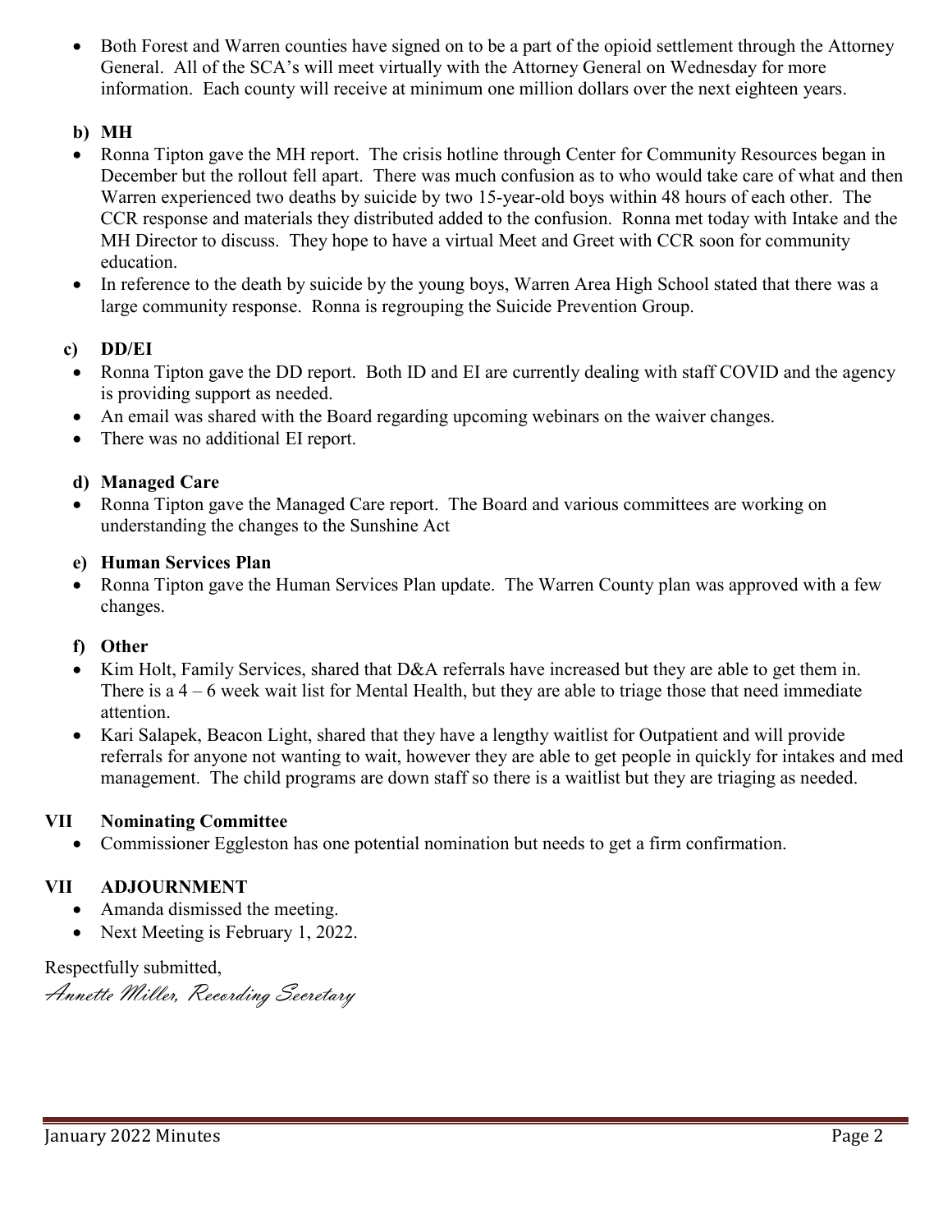- Both Forest and Warren counties have signed on to be a part of the opioid settlement through the Attorney General. All of the SCA's will meet virtually with the Attorney General on Wednesday for more information. Each county will receive at minimum one million dollars over the next eighteen years.

**b) MH**

- Ronna Tipton gave the MH report. The crisis hotline through Center for Community Resources began in December but the rollout fell apart. There was much confusion as to who would take care of what and then Warren experienced two deaths by suicide by two 15-year-old boys within 48 hours of each other. The CCR response and materials they distributed added to the confusion. Ronna met today with Intake and the MH Director to discuss. They hope to have a virtual Meet and Greet with CCR soon for community education.
- In reference to the death by suicide by the young boys, Warren Area High School stated that there was a large community response. Ronna is regrouping the Suicide Prevention Group.

**c) DD/EI**

- Ronna Tipton gave the DD report. Both ID and EI are currently dealing with staff COVID and the agency is providing support as needed.
- An email was shared with the Board regarding upcoming webinars on the waiver changes.
- There was no additional EI report.

**d) Managed Care**

- Ronna Tipton gave the Managed Care report. The Board and various committees are working on understanding the changes to the Sunshine Act

**e) Human Services Plan**

- Ronna Tipton gave the Human Services Plan update. The Warren County plan was approved with a few changes.

**f) Other**

- Kim Holt, Family Services, shared that D&A referrals have increased but they are able to get them in. There is a 4 – 6 week wait list for Mental Health, but they are able to triage those that need immediate attention.
- Kari Salapek, Beacon Light, shared that they have a lengthy waitlist for Outpatient and will provide referrals for anyone not wanting to wait, however they are able to get people in quickly for intakes and med management. The child programs are down staff so there is a waitlist but they are triaging as needed.

## VII Nominating Committee

- Commissioner Eggleston has one potential nomination but needs to get a firm confirmation.

## VII ADJOURNMENT

- Amanda dismissed the meeting.
- Next Meeting is February 1, 2022.

Respectfully submitted,

*Annette Miller, Recording Secretary*